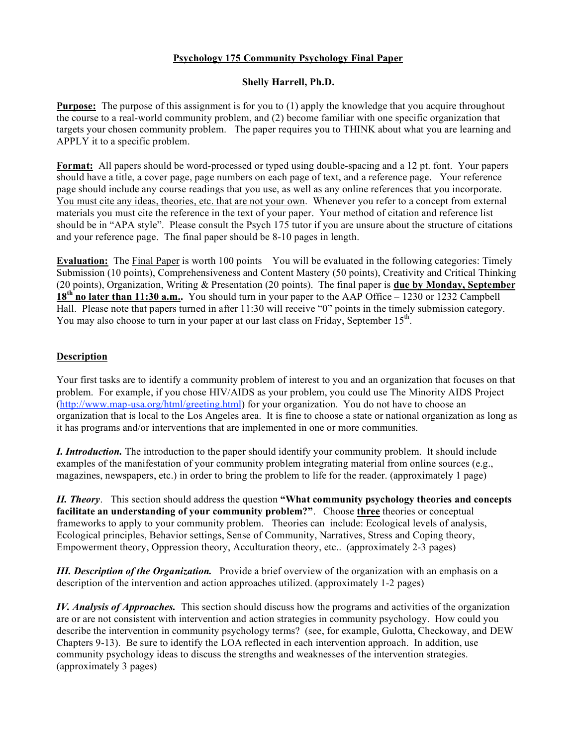# Psychology 175 Community Psychology Final Paper

**Shelly Harrell, Ph.D.**

**Purpose:** The purpose of this assignment is for you to (1) apply the knowledge that you acquire throughout the course to a real-world community problem, and (2) become familiar with one specific organization that targets your chosen community problem. The paper requires you to THINK about what you are learning and APPLY it to a specific problem.

**Format:** All papers should be word-processed or typed using double-spacing and a 12 pt. font. Your papers should have a title, a cover page, page numbers on each page of text, and a reference page. Your reference page should include any course readings that you use, as well as any online references that you incorporate. You must cite any ideas, theories, etc. that are not your own. Whenever you refer to a concept from external materials you must cite the reference in the text of your paper. Your method of citation and reference list should be in "APA style". Please consult the Psych 175 tutor if you are unsure about the structure of citations and your reference page. The final paper should be 8-10 pages in length.

**Evaluation:** The Final Paper is worth 100 points You will be evaluated in the following categories: Timely Submission (10 points), Comprehensiveness and Content Mastery (50 points), Creativity and Critical Thinking (20 points), Organization, Writing & Presentation (20 points). The final paper is **due by Monday, September 18th no later than 11:30 a.m.** You should turn in your paper to the AAP Office – 1230 or 1232 Campbell Hall. Please note that papers turned in after 11:30 will receive "0" points in the timely submission category. You may also choose to turn in your paper at our last class on Friday, September 15th.

## Description

Your first tasks are to identify a community problem of interest to you and an organization that focuses on that problem. For example, if you chose HIV/AIDS as your problem, you could use The Minority AIDS Project (http://www.map-usa.org/html/greeting.html) for your organization. You do not have to choose an organization that is local to the Los Angeles area. It is fine to choose a state or national organization as long as it has programs and/or interventions that are implemented in one or more communities.

***I. Introduction.*** The introduction to the paper should identify your community problem. It should include examples of the manifestation of your community problem integrating material from online sources (e.g., magazines, newspapers, etc.) in order to bring the problem to life for the reader. (approximately 1 page)

***II. Theory***. This section should address the question **"What community psychology theories and concepts facilitate an understanding of your community problem?"**. Choose **three** theories or conceptual frameworks to apply to your community problem. Theories can include: Ecological levels of analysis, Ecological principles, Behavior settings, Sense of Community, Narratives, Stress and Coping theory, Empowerment theory, Oppression theory, Acculturation theory, etc.. (approximately 2-3 pages)

***III. Description of the Organization.*** Provide a brief overview of the organization with an emphasis on a description of the intervention and action approaches utilized. (approximately 1-2 pages)

***IV. Analysis of Approaches.*** This section should discuss how the programs and activities of the organization are or are not consistent with intervention and action strategies in community psychology. How could you describe the intervention in community psychology terms? (see, for example, Gulotta, Checkoway, and DEW Chapters 9-13). Be sure to identify the LOA reflected in each intervention approach. In addition, use community psychology ideas to discuss the strengths and weaknesses of the intervention strategies. (approximately 3 pages)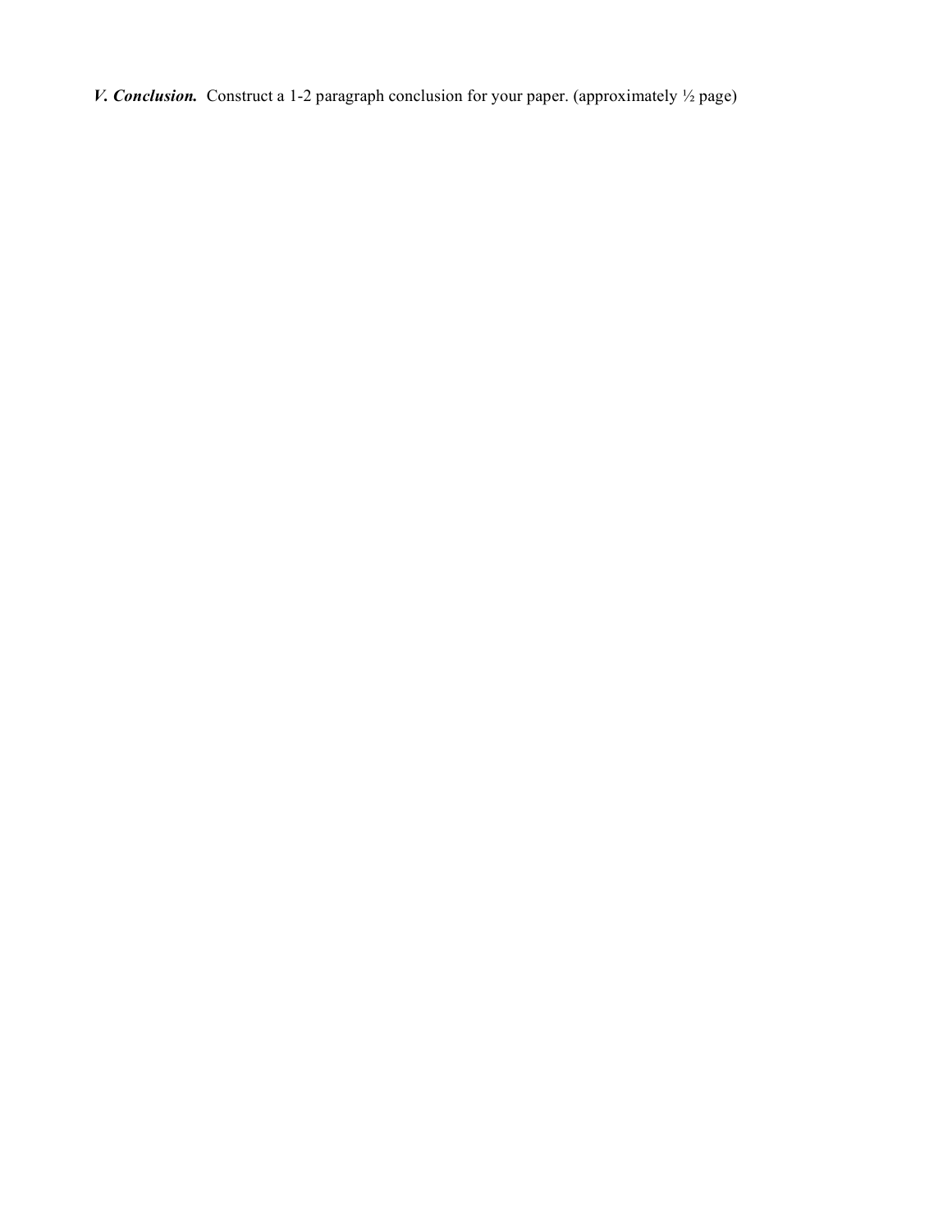***V. Conclusion.*** Construct a 1-2 paragraph conclusion for your paper. (approximately ½ page)